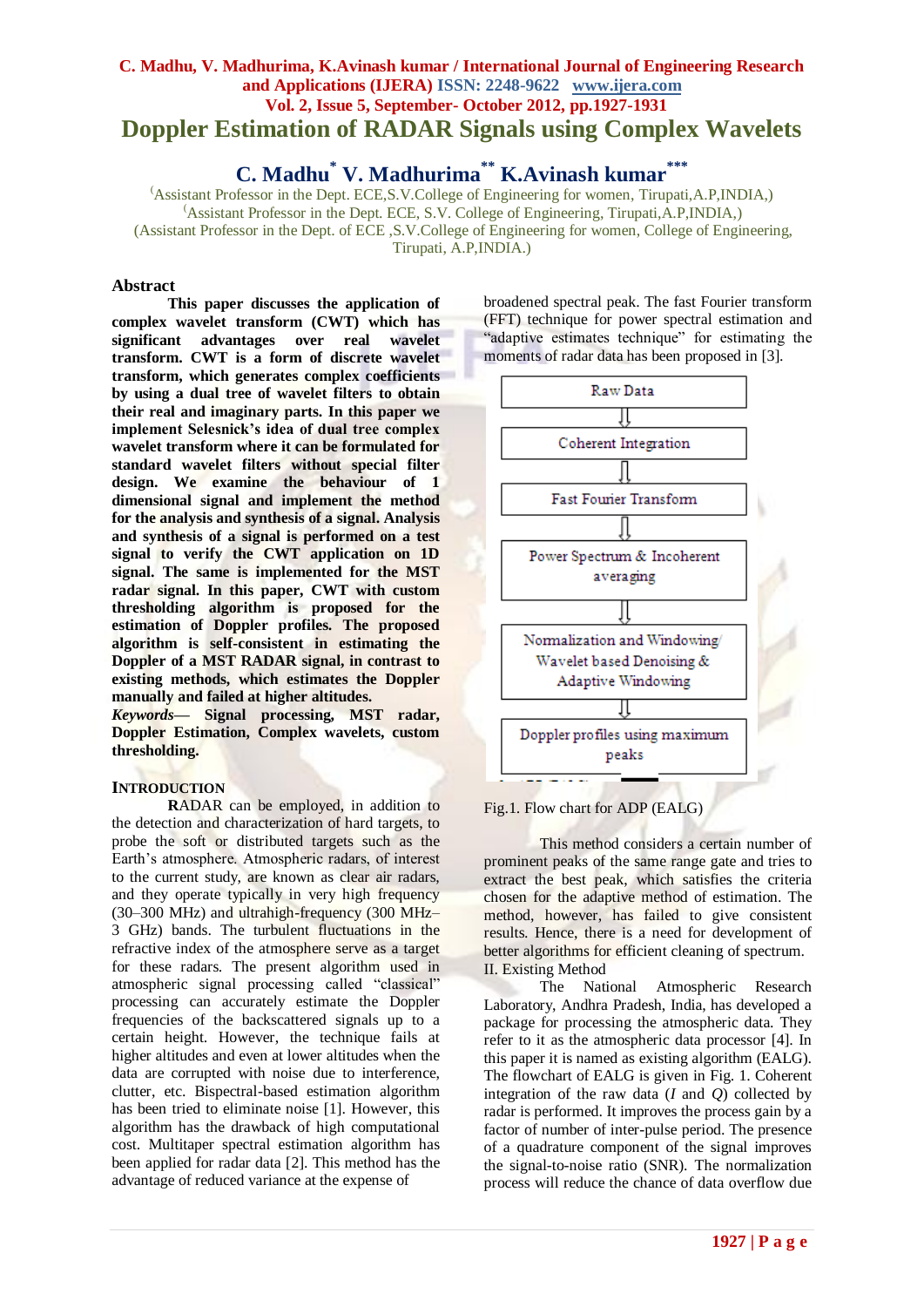# Doppler Estimation of RADAR Signals using Complex Wavelets

## C. Madhu[*] V. Madhurima[**] K.Avinash kumar[***]

(Assistant Professor in the Dept. ECE,S.V.College of Engineering for women, Tirupati,A.P,INDIA,)
(Assistant Professor in the Dept. ECE, S.V. College of Engineering, Tirupati,A.P,INDIA,)
(Assistant Professor in the Dept. of ECE ,S.V.College of Engineering for women, College of Engineering, Tirupati, A.P,INDIA.)

### Abstract

**This paper discusses the application of complex wavelet transform (CWT) which has significant advantages over real wavelet transform. CWT is a form of discrete wavelet transform, which generates complex coefficients by using a dual tree of wavelet filters to obtain their real and imaginary parts. In this paper we implement Selesnick's idea of dual tree complex wavelet transform where it can be formulated for standard wavelet filters without special filter design. We examine the behaviour of 1 dimensional signal and implement the method for the analysis and synthesis of a signal. Analysis and synthesis of a signal is performed on a test signal to verify the CWT application on 1D signal. The same is implemented for the MST radar signal. In this paper, CWT with custom thresholding algorithm is proposed for the estimation of Doppler profiles. The proposed algorithm is self-consistent in estimating the Doppler of a MST RADAR signal, in contrast to existing methods, which estimates the Doppler manually and failed at higher altitudes.**

***Keywords*— Signal processing, MST radar, Doppler Estimation, Complex wavelets, custom thresholding.**

### INTRODUCTION

RADAR can be employed, in addition to the detection and characterization of hard targets, to probe the soft or distributed targets such as the Earth's atmosphere. Atmospheric radars, of interest to the current study, are known as clear air radars, and they operate typically in very high frequency (30–300 MHz) and ultrahigh-frequency (300 MHz–3 GHz) bands. The turbulent fluctuations in the refractive index of the atmosphere serve as a target for these radars. The present algorithm used in atmospheric signal processing called "classical" processing can accurately estimate the Doppler frequencies of the backscattered signals up to a certain height. However, the technique fails at higher altitudes and even at lower altitudes when the data are corrupted with noise due to interference, clutter, etc. Bispectral-based estimation algorithm has been tried to eliminate noise [1]. However, this algorithm has the drawback of high computational cost. Multitaper spectral estimation algorithm has been applied for radar data [2]. This method has the advantage of reduced variance at the expense of broadened spectral peak. The fast Fourier transform (FFT) technique for power spectral estimation and "adaptive estimates technique" for estimating the moments of radar data has been proposed in [3].

Raw Data → Coherent Integration → Fast Fourier Transform → Power Spectrum & Incoherent averaging → Normalization and Windowing/ Wavelet based Denoising & Adaptive Windowing → Doppler profiles using maximum peaks

Fig.1. Flow chart for ADP (EALG)

This method considers a certain number of prominent peaks of the same range gate and tries to extract the best peak, which satisfies the criteria chosen for the adaptive method of estimation. The method, however, has failed to give consistent results. Hence, there is a need for development of better algorithms for efficient cleaning of spectrum.

### II. Existing Method

The National Atmospheric Research Laboratory, Andhra Pradesh, India, has developed a package for processing the atmospheric data. They refer to it as the atmospheric data processor [4]. In this paper it is named as existing algorithm (EALG). The flowchart of EALG is given in Fig. 1. Coherent integration of the raw data (*I* and *Q*) collected by radar is performed. It improves the process gain by a factor of number of inter-pulse period. The presence of a quadrature component of the signal improves the signal-to-noise ratio (SNR). The normalization process will reduce the chance of data overflow due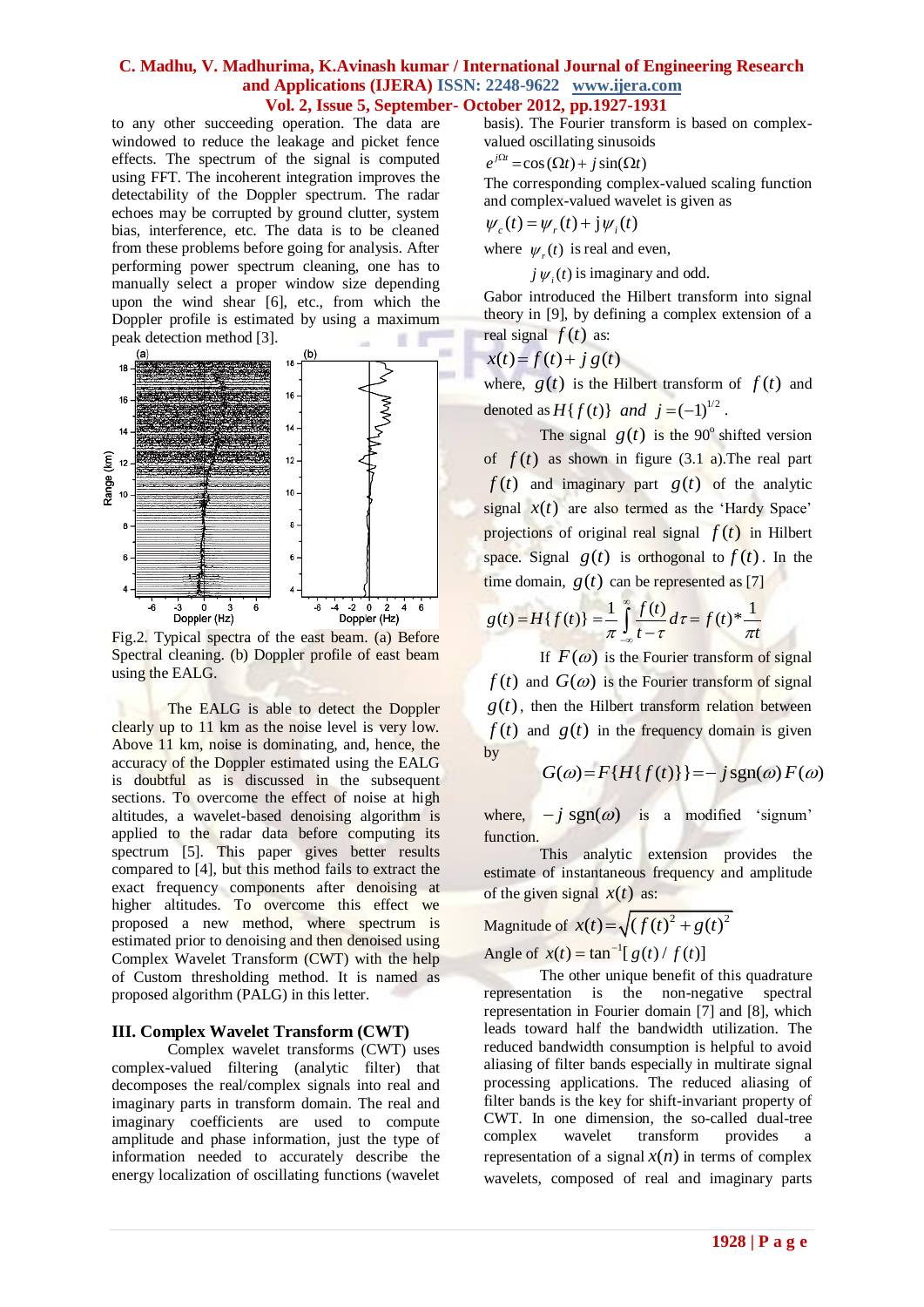to any other succeeding operation. The data are windowed to reduce the leakage and picket fence effects. The spectrum of the signal is computed using FFT. The incoherent integration improves the detectability of the Doppler spectrum. The radar echoes may be corrupted by ground clutter, system bias, interference, etc. The data is to be cleaned from these problems before going for analysis. After performing power spectrum cleaning, one has to manually select a proper window size depending upon the wind shear [6], etc., from which the Doppler profile is estimated by using a maximum peak detection method [3].

Fig.2. Typical spectra of the east beam. (a) Before Spectral cleaning. (b) Doppler profile of east beam using the EALG.

The EALG is able to detect the Doppler clearly up to 11 km as the noise level is very low. Above 11 km, noise is dominating, and, hence, the accuracy of the Doppler estimated using the EALG is doubtful as is discussed in the subsequent sections. To overcome the effect of noise at high altitudes, a wavelet-based denoising algorithm is applied to the radar data before computing its spectrum [5]. This paper gives better results compared to [4], but this method fails to extract the exact frequency components after denoising at higher altitudes. To overcome this effect we proposed a new method, where spectrum is estimated prior to denoising and then denoised using Complex Wavelet Transform (CWT) with the help of Custom thresholding method. It is named as proposed algorithm (PALG) in this letter.

## III. Complex Wavelet Transform (CWT)

Complex wavelet transforms (CWT) uses complex-valued filtering (analytic filter) that decomposes the real/complex signals into real and imaginary parts in transform domain. The real and imaginary coefficients are used to compute amplitude and phase information, just the type of information needed to accurately describe the energy localization of oscillating functions (wavelet basis). The Fourier transform is based on complex-valued oscillating sinusoids

$e^{j\Omega t} = \cos(\Omega t) + j\sin(\Omega t)$

The corresponding complex-valued scaling function and complex-valued wavelet is given as

$\psi_c(t) = \psi_r(t) + j\psi_i(t)$

where $\psi_r(t)$ is real and even,

$j\psi_i(t)$ is imaginary and odd.

Gabor introduced the Hilbert transform into signal theory in [9], by defining a complex extension of a real signal $f(t)$ as:

$x(t) = f(t) + j\,g(t)$

where, $g(t)$ is the Hilbert transform of $f(t)$ and denoted as $H\{f(t)\}$ *and* $j = (-1)^{1/2}$.

The signal $g(t)$ is the $90^{o}$ shifted version of $f(t)$ as shown in figure (3.1 a).The real part $f(t)$ and imaginary part $g(t)$ of the analytic signal $x(t)$ are also termed as the 'Hardy Space' projections of original real signal $f(t)$ in Hilbert space. Signal $g(t)$ is orthogonal to $f(t)$. In the time domain, $g(t)$ can be represented as [7]

$$g(t) = H\{f(t)\} = \frac{1}{\pi}\int_{-\infty}^{\infty}\frac{f(t)}{t-\tau}d\tau = f(t) * \frac{1}{\pi t}$$

If $F(\omega)$ is the Fourier transform of signal $f(t)$ and $G(\omega)$ is the Fourier transform of signal $g(t)$, then the Hilbert transform relation between $f(t)$ and $g(t)$ in the frequency domain is given by

$$G(\omega) = F\{H\{f(t)\}\} = -j\,\mathrm{sgn}(\omega)\,F(\omega)$$

where, $-j\ \mathrm{sgn}(\omega)$ is a modified 'signum' function.

This analytic extension provides the estimate of instantaneous frequency and amplitude of the given signal $x(t)$ as:

Magnitude of $x(t) = \sqrt{(f(t)^2 + g(t)^2}$

Angle of $x(t) = \tan^{-1}[\,g(t)/\,f(t)]$

The other unique benefit of this quadrature representation is the non-negative spectral representation in Fourier domain [7] and [8], which leads toward half the bandwidth utilization. The reduced bandwidth consumption is helpful to avoid aliasing of filter bands especially in multirate signal processing applications. The reduced aliasing of filter bands is the key for shift-invariant property of CWT. In one dimension, the so-called dual-tree complex wavelet transform provides a representation of a signal $x(n)$ in terms of complex wavelets, composed of real and imaginary parts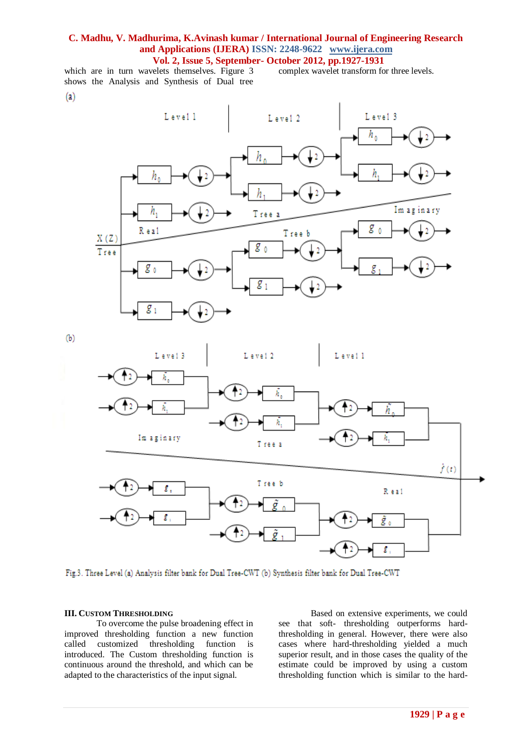which are in turn wavelets themselves. Figure 3 shows the Analysis and Synthesis of Dual tree complex wavelet transform for three levels.

Fig.3. Three Level (a) Analysis filter bank for Dual Tree-CWT (b) Synthesis filter bank for Dual Tree-CWT

### III. CUSTOM THRESHOLDING

To overcome the pulse broadening effect in improved thresholding function a new function called customized thresholding function is introduced. The Custom thresholding function is continuous around the threshold, and which can be adapted to the characteristics of the input signal.

Based on extensive experiments, we could see that soft- thresholding outperforms hard-thresholding in general. However, there were also cases where hard-thresholding yielded a much superior result, and in those cases the quality of the estimate could be improved by using a custom thresholding function which is similar to the hard-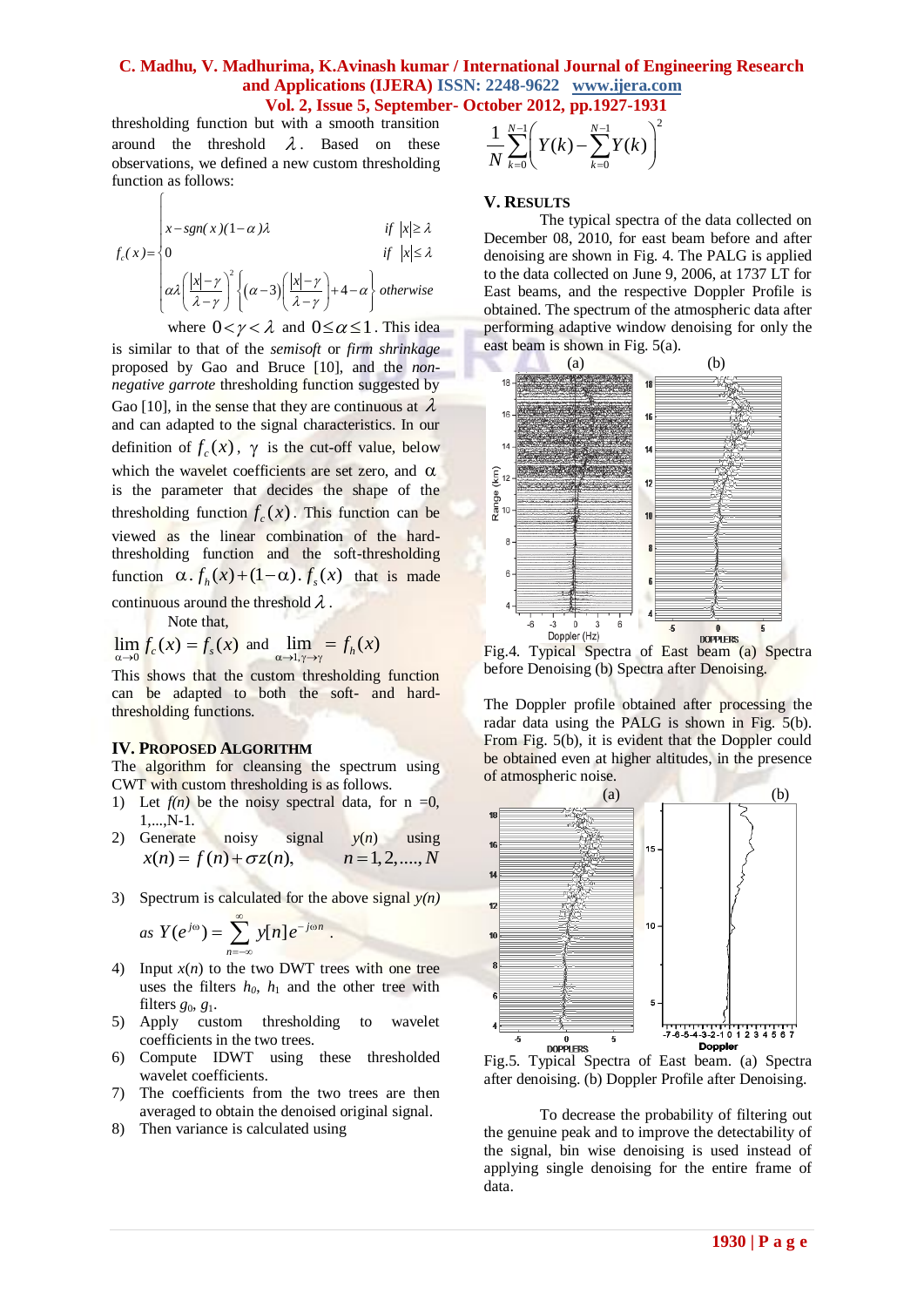thresholding function but with a smooth transition around the threshold $\lambda$. Based on these observations, we defined a new custom thresholding function as follows:

$$f_c(x)=\begin{cases} x-sgn(x)(1-\alpha)\lambda & if\ |x|\geq\lambda \\ 0 & if\ |x|\leq\lambda \\ \alpha\lambda\left(\dfrac{|x|-\gamma}{\lambda-\gamma}\right)^2\left\{(\alpha-3)\left(\dfrac{|x|-\gamma}{\lambda-\gamma}\right)+4-\alpha\right\} & otherwise \end{cases}$$

where $0<\gamma<\lambda$ and $0\leq\alpha\leq 1$. This idea is similar to that of the *semisoft* or *firm shrinkage* proposed by Gao and Bruce [10], and the *non-negative garrote* thresholding function suggested by Gao [10], in the sense that they are continuous at $\lambda$ and can adapted to the signal characteristics. In our definition of $f_c(x)$, $\gamma$ is the cut-off value, below which the wavelet coefficients are set zero, and $\alpha$ is the parameter that decides the shape of the thresholding function $f_c(x)$. This function can be viewed as the linear combination of the hard-thresholding function and the soft-thresholding function $\alpha.f_h(x)+(1-\alpha).f_s(x)$ that is made continuous around the threshold $\lambda$.

Note that,

$$\lim_{\alpha\to 0} f_c(x)=f_s(x) \text{ and } \lim_{\alpha\to 1,\gamma\to\gamma} = f_h(x)$$

This shows that the custom thresholding function can be adapted to both the soft- and hard-thresholding functions.

## IV. Proposed Algorithm

The algorithm for cleansing the spectrum using CWT with custom thresholding is as follows.

1) Let *f(n)* be the noisy spectral data, for n =0, 1,...,N-1.
2) Generate noisy signal $y(n)$ using $x(n)=f(n)+\sigma z(n), \quad n=1,2,....,N$
3) Spectrum is calculated for the above signal *y(n)* as $Y(e^{j\omega})=\sum_{n=-\infty}^{\infty} y[n]e^{-j\omega n}$.
4) Input $x(n)$ to the two DWT trees with one tree uses the filters $h_0$, $h_1$ and the other tree with filters $g_0$, $g_1$.
5) Apply custom thresholding to wavelet coefficients in the two trees.
6) Compute IDWT using these thresholded wavelet coefficients.
7) The coefficients from the two trees are then averaged to obtain the denoised original signal.
8) Then variance is calculated using

$$\frac{1}{N}\sum_{k=0}^{N-1}\left(Y(k)-\sum_{k=0}^{N-1}Y(k)\right)^2$$

## V. Results

The typical spectra of the data collected on December 08, 2010, for east beam before and after denoising are shown in Fig. 4. The PALG is applied to the data collected on June 9, 2006, at 1737 LT for East beams, and the respective Doppler Profile is obtained. The spectrum of the atmospheric data after performing adaptive window denoising for only the east beam is shown in Fig. 5(a).

Fig.4. Typical Spectra of East beam (a) Spectra before Denoising (b) Spectra after Denoising.

The Doppler profile obtained after processing the radar data using the PALG is shown in Fig. 5(b). From Fig. 5(b), it is evident that the Doppler could be obtained even at higher altitudes, in the presence of atmospheric noise.

Fig.5. Typical Spectra of East beam. (a) Spectra after denoising. (b) Doppler Profile after Denoising.

To decrease the probability of filtering out the genuine peak and to improve the detectability of the signal, bin wise denoising is used instead of applying single denoising for the entire frame of data.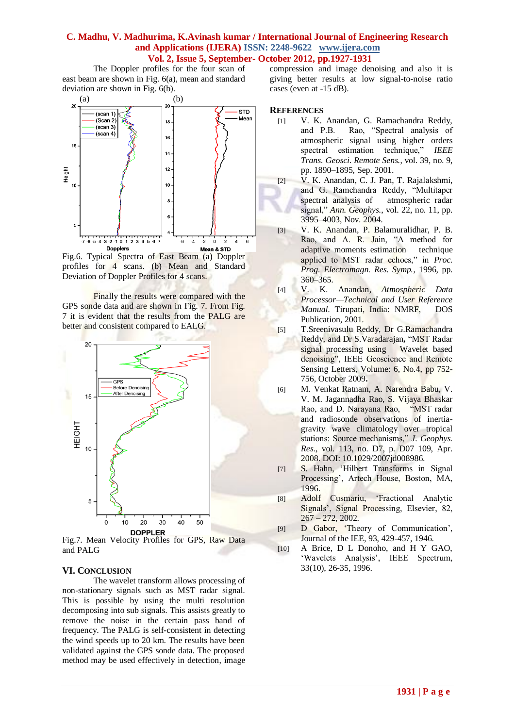The Doppler profiles for the four scan of east beam are shown in Fig. 6(a), mean and standard deviation are shown in Fig. 6(b).

(a)

(scan 1)
(Scan 2)
(scan 3)
(scan 4)

Height

Dopplers

(b)

STD
Mean

Mean & STD

Fig.6. Typical Spectra of East Beam (a) Doppler profiles for 4 scans. (b) Mean and Standard Deviation of Doppler Profiles for 4 scans.

Finally the results were compared with the GPS sonde data and are shown in Fig. 7. From Fig. 7 it is evident that the results from the PALG are better and consistent compared to EALG.

GPS
Before Denoising
After Denoising

HEIGHT

DOPPLER

Fig.7. Mean Velocity Profiles for GPS, Raw Data and PALG

## VI. Conclusion

The wavelet transform allows processing of non-stationary signals such as MST radar signal. This is possible by using the multi resolution decomposing into sub signals. This assists greatly to remove the noise in the certain pass band of frequency. The PALG is self-consistent in detecting the wind speeds up to 20 km. The results have been validated against the GPS sonde data. The proposed method may be used effectively in detection, image compression and image denoising and also it is giving better results at low signal-to-noise ratio cases (even at -15 dB).

## References

[1] V. K. Anandan, G. Ramachandra Reddy, and P.B. Rao, "Spectral analysis of atmospheric signal using higher orders spectral estimation technique," *IEEE Trans. Geosci. Remote Sens.*, vol. 39, no. 9, pp. 1890–1895, Sep. 2001.

[2] V. K. Anandan, C. J. Pan, T. Rajalakshmi, and G. Ramchandra Reddy, "Multitaper spectral analysis of atmospheric radar signal," *Ann. Geophys.*, vol. 22, no. 11, pp. 3995–4003, Nov. 2004.

[3] V. K. Anandan, P. Balamuralidhar, P. B. Rao, and A. R. Jain, "A method for adaptive moments estimation technique applied to MST radar echoes," in *Proc. Prog. Electromagn. Res. Symp.*, 1996, pp. 360–365.

[4] V. K. Anandan, *Atmospheric Data Processor—Technical and User Reference Manual*. Tirupati, India: NMRF, DOS Publication, 2001.

[5] T.Sreenivasulu Reddy, Dr G.Ramachandra Reddy, and Dr S.Varadarajan**,** "MST Radar signal processing using Wavelet based denoising", IEEE Geoscience and Remote Sensing Letters, Volume: 6, No.4, pp 752-756, October 2009**.**

[6] M. Venkat Ratnam, A. Narendra Babu, V. V. M. Jagannadha Rao, S. Vijaya Bhaskar Rao, and D. Narayana Rao, "MST radar and radiosonde observations of inertia-gravity wave climatology over tropical stations: Source mechanisms," *J. Geophys. Res.*, vol. 113, no. D7, p. D07 109, Apr. 2008. DOI: 10.1029/2007jd008986.

[7] S. Hahn, 'Hilbert Transforms in Signal Processing', Artech House, Boston, MA, 1996.

[8] Adolf Cusmariu, 'Fractional Analytic Signals', Signal Processing, Elsevier, 82, 267 – 272, 2002.

[9] D Gabor, 'Theory of Communication', Journal of the IEE, 93, 429-457, 1946.

[10] A Brice, D L Donoho, and H Y GAO, 'Wavelets Analysis', IEEE Spectrum, 33(10), 26-35, 1996.